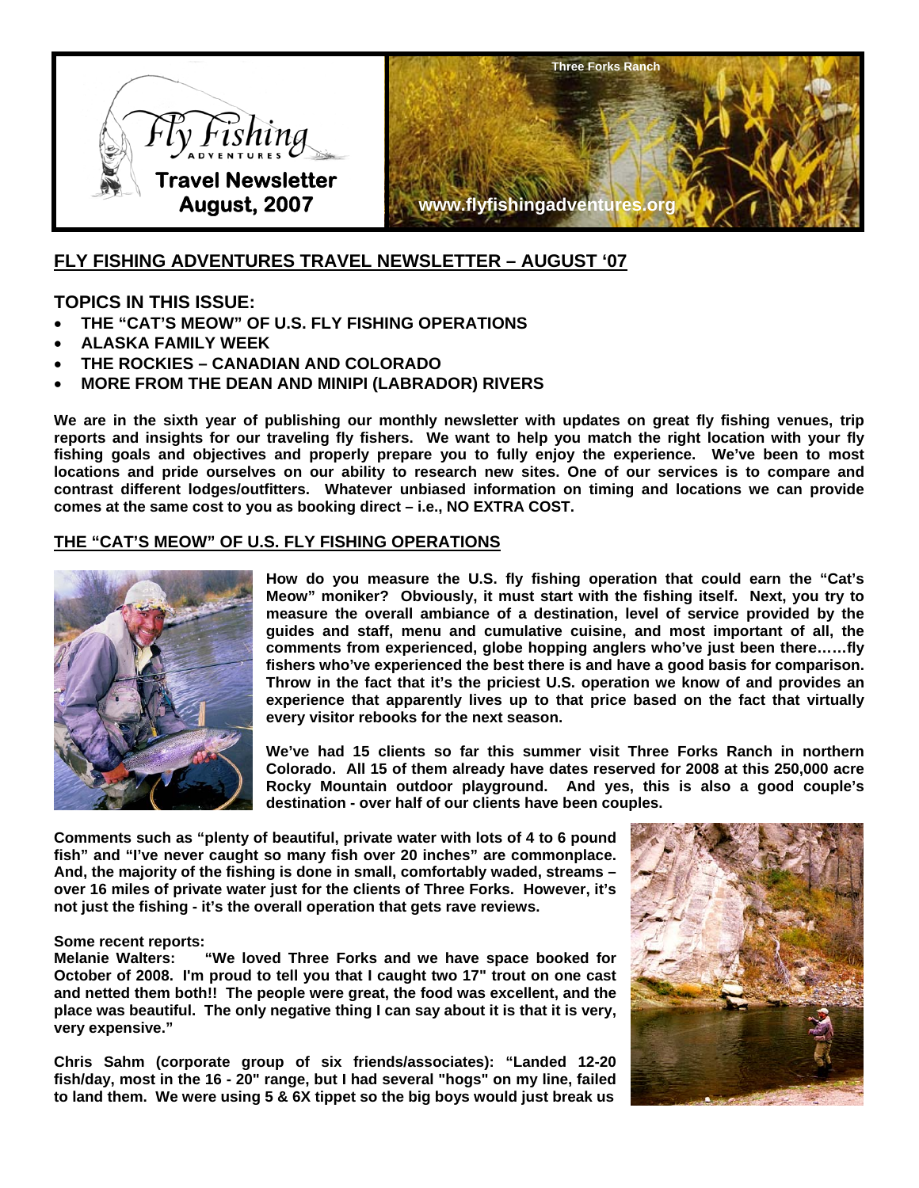Fly Fishing ADVENTURES

**Travel Newsletter August, 2007**

Three Forks Ranch

www.flyfishingadventures.org

## FLY FISHING ADVENTURES TRAVEL NEWSLETTER – AUGUST '07

### TOPICS IN THIS ISSUE:

- **THE "CAT'S MEOW" OF U.S. FLY FISHING OPERATIONS**
- **ALASKA FAMILY WEEK**
- **THE ROCKIES – CANADIAN AND COLORADO**
- **MORE FROM THE DEAN AND MINIPI (LABRADOR) RIVERS**

**We are in the sixth year of publishing our monthly newsletter with updates on great fly fishing venues, trip reports and insights for our traveling fly fishers. We want to help you match the right location with your fly fishing goals and objectives and properly prepare you to fully enjoy the experience. We've been to most locations and pride ourselves on our ability to research new sites. One of our services is to compare and contrast different lodges/outfitters. Whatever unbiased information on timing and locations we can provide comes at the same cost to you as booking direct – i.e., NO EXTRA COST.**

### THE "CAT'S MEOW" OF U.S. FLY FISHING OPERATIONS

**How do you measure the U.S. fly fishing operation that could earn the "Cat's Meow" moniker? Obviously, it must start with the fishing itself. Next, you try to measure the overall ambiance of a destination, level of service provided by the guides and staff, menu and cumulative cuisine, and most important of all, the comments from experienced, globe hopping anglers who've just been there……fly fishers who've experienced the best there is and have a good basis for comparison. Throw in the fact that it's the priciest U.S. operation we know of and provides an experience that apparently lives up to that price based on the fact that virtually every visitor rebooks for the next season.**

**We've had 15 clients so far this summer visit Three Forks Ranch in northern Colorado. All 15 of them already have dates reserved for 2008 at this 250,000 acre Rocky Mountain outdoor playground. And yes, this is also a good couple's destination - over half of our clients have been couples.**

**Comments such as "plenty of beautiful, private water with lots of 4 to 6 pound fish" and "I've never caught so many fish over 20 inches" are commonplace. And, the majority of the fishing is done in small, comfortably waded, streams – over 16 miles of private water just for the clients of Three Forks. However, it's not just the fishing - it's the overall operation that gets rave reviews.**

**Some recent reports:**
**Melanie Walters: "We loved Three Forks and we have space booked for October of 2008. I'm proud to tell you that I caught two 17" trout on one cast and netted them both!! The people were great, the food was excellent, and the place was beautiful. The only negative thing I can say about it is that it is very, very expensive."**

**Chris Sahm (corporate group of six friends/associates): "Landed 12-20 fish/day, most in the 16 - 20" range, but I had several "hogs" on my line, failed to land them. We were using 5 & 6X tippet so the big boys would just break us**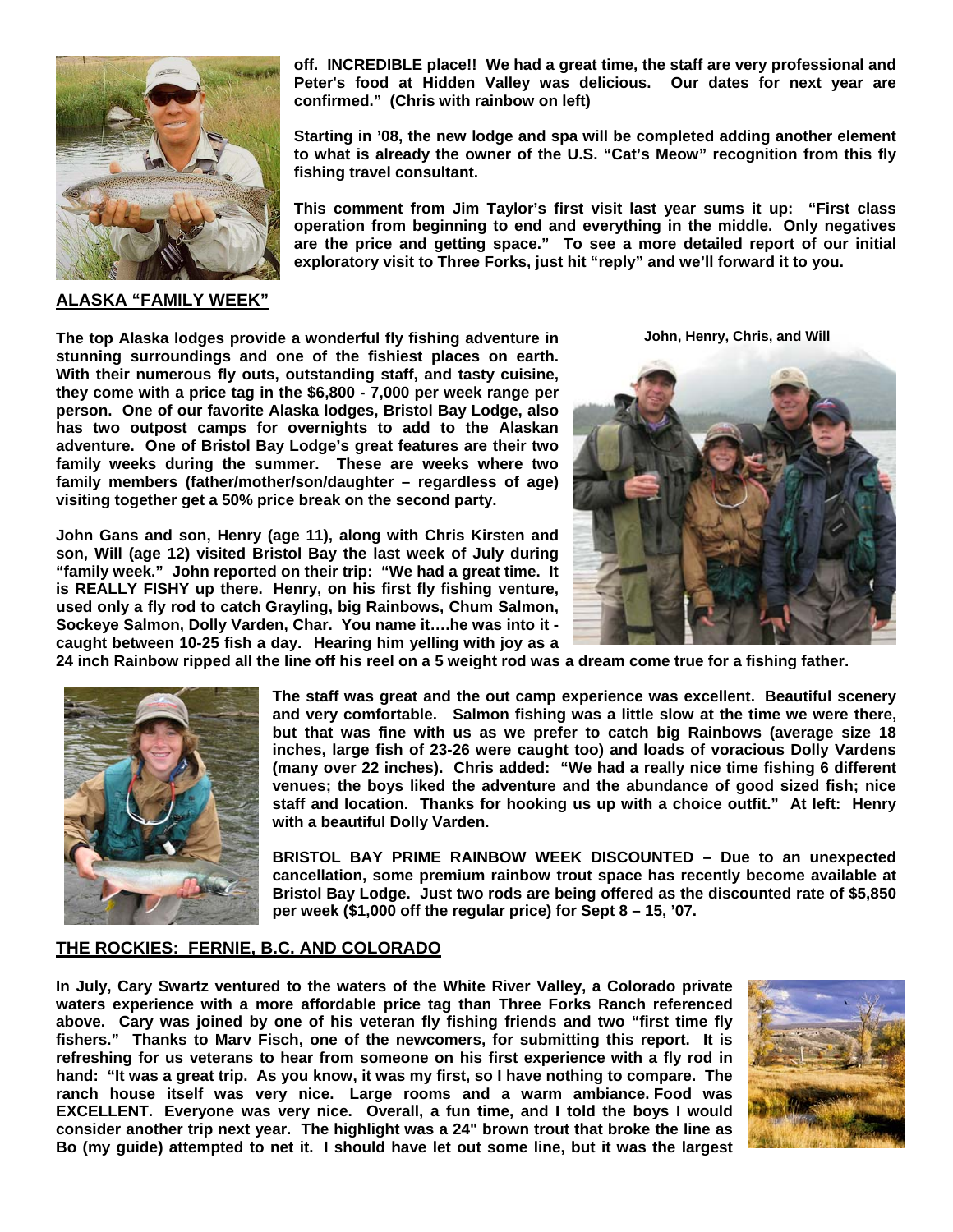**off. INCREDIBLE place!! We had a great time, the staff are very professional and Peter's food at Hidden Valley was delicious. Our dates for next year are confirmed." (Chris with rainbow on left)**

**Starting in '08, the new lodge and spa will be completed adding another element to what is already the owner of the U.S. "Cat's Meow" recognition from this fly fishing travel consultant.**

**This comment from Jim Taylor's first visit last year sums it up: "First class operation from beginning to end and everything in the middle. Only negatives are the price and getting space." To see a more detailed report of our initial exploratory visit to Three Forks, just hit "reply" and we'll forward it to you.**

## ALASKA "FAMILY WEEK"

**The top Alaska lodges provide a wonderful fly fishing adventure in stunning surroundings and one of the fishiest places on earth. With their numerous fly outs, outstanding staff, and tasty cuisine, they come with a price tag in the $6,800 - 7,000 per week range per person. One of our favorite Alaska lodges, Bristol Bay Lodge, also has two outpost camps for overnights to add to the Alaskan adventure. One of Bristol Bay Lodge's great features are their two family weeks during the summer. These are weeks where two family members (father/mother/son/daughter – regardless of age) visiting together get a 50% price break on the second party.**

**John, Henry, Chris, and Will**

**John Gans and son, Henry (age 11), along with Chris Kirsten and son, Will (age 12) visited Bristol Bay the last week of July during "family week." John reported on their trip: "We had a great time. It is REALLY FISHY up there. Henry, on his first fly fishing venture, used only a fly rod to catch Grayling, big Rainbows, Chum Salmon, Sockeye Salmon, Dolly Varden, Char. You name it….he was into it - caught between 10-25 fish a day. Hearing him yelling with joy as a 24 inch Rainbow ripped all the line off his reel on a 5 weight rod was a dream come true for a fishing father.**

**The staff was great and the out camp experience was excellent. Beautiful scenery and very comfortable. Salmon fishing was a little slow at the time we were there, but that was fine with us as we prefer to catch big Rainbows (average size 18 inches, large fish of 23-26 were caught too) and loads of voracious Dolly Vardens (many over 22 inches). Chris added: "We had a really nice time fishing 6 different venues; the boys liked the adventure and the abundance of good sized fish; nice staff and location. Thanks for hooking us up with a choice outfit." At left: Henry with a beautiful Dolly Varden.**

**BRISTOL BAY PRIME RAINBOW WEEK DISCOUNTED – Due to an unexpected cancellation, some premium rainbow trout space has recently become available at Bristol Bay Lodge. Just two rods are being offered as the discounted rate of $5,850 per week ($1,000 off the regular price) for Sept 8 – 15, '07.**

## THE ROCKIES: FERNIE, B.C. AND COLORADO

**In July, Cary Swartz ventured to the waters of the White River Valley, a Colorado private waters experience with a more affordable price tag than Three Forks Ranch referenced above. Cary was joined by one of his veteran fly fishing friends and two "first time fly fishers." Thanks to Marv Fisch, one of the newcomers, for submitting this report. It is refreshing for us veterans to hear from someone on his first experience with a fly rod in hand: "It was a great trip. As you know, it was my first, so I have nothing to compare. The ranch house itself was very nice. Large rooms and a warm ambiance. Food was EXCELLENT. Everyone was very nice. Overall, a fun time, and I told the boys I would consider another trip next year. The highlight was a 24" brown trout that broke the line as Bo (my guide) attempted to net it. I should have let out some line, but it was the largest**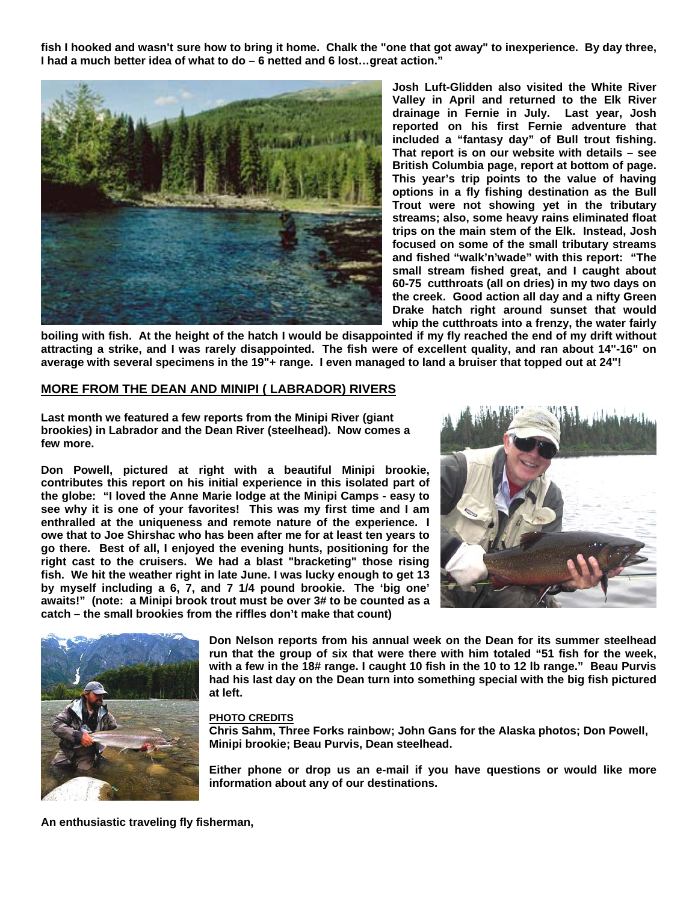**fish I hooked and wasn't sure how to bring it home. Chalk the "one that got away" to inexperience. By day three, I had a much better idea of what to do – 6 netted and 6 lost…great action."**

**Josh Luft-Glidden also visited the White River Valley in April and returned to the Elk River drainage in Fernie in July. Last year, Josh reported on his first Fernie adventure that included a "fantasy day" of Bull trout fishing. That report is on our website with details – see British Columbia page, report at bottom of page. This year's trip points to the value of having options in a fly fishing destination as the Bull Trout were not showing yet in the tributary streams; also, some heavy rains eliminated float trips on the main stem of the Elk. Instead, Josh focused on some of the small tributary streams and fished "walk'n'wade" with this report: "The small stream fished great, and I caught about 60-75 cutthroats (all on dries) in my two days on the creek. Good action all day and a nifty Green Drake hatch right around sunset that would whip the cutthroats into a frenzy, the water fairly boiling with fish. At the height of the hatch I would be disappointed if my fly reached the end of my drift without attracting a strike, and I was rarely disappointed. The fish were of excellent quality, and ran about 14"-16" on average with several specimens in the 19"+ range. I even managed to land a bruiser that topped out at 24"!**

## MORE FROM THE DEAN AND MINIPI ( LABRADOR) RIVERS

**Last month we featured a few reports from the Minipi River (giant brookies) in Labrador and the Dean River (steelhead). Now comes a few more.**

**Don Powell, pictured at right with a beautiful Minipi brookie, contributes this report on his initial experience in this isolated part of the globe: "I loved the Anne Marie lodge at the Minipi Camps - easy to see why it is one of your favorites! This was my first time and I am enthralled at the uniqueness and remote nature of the experience. I owe that to Joe Shirshac who has been after me for at least ten years to go there. Best of all, I enjoyed the evening hunts, positioning for the right cast to the cruisers. We had a blast "bracketing" those rising fish. We hit the weather right in late June. I was lucky enough to get 13 by myself including a 6, 7, and 7 1/4 pound brookie. The 'big one' awaits!" (note: a Minipi brook trout must be over 3# to be counted as a catch – the small brookies from the riffles don't make that count)**

**Don Nelson reports from his annual week on the Dean for its summer steelhead run that the group of six that were there with him totaled "51 fish for the week, with a few in the 18# range. I caught 10 fish in the 10 to 12 lb range." Beau Purvis had his last day on the Dean turn into something special with the big fish pictured at left.**

**PHOTO CREDITS**

**Chris Sahm, Three Forks rainbow; John Gans for the Alaska photos; Don Powell, Minipi brookie; Beau Purvis, Dean steelhead.**

**Either phone or drop us an e-mail if you have questions or would like more information about any of our destinations.**

**An enthusiastic traveling fly fisherman,**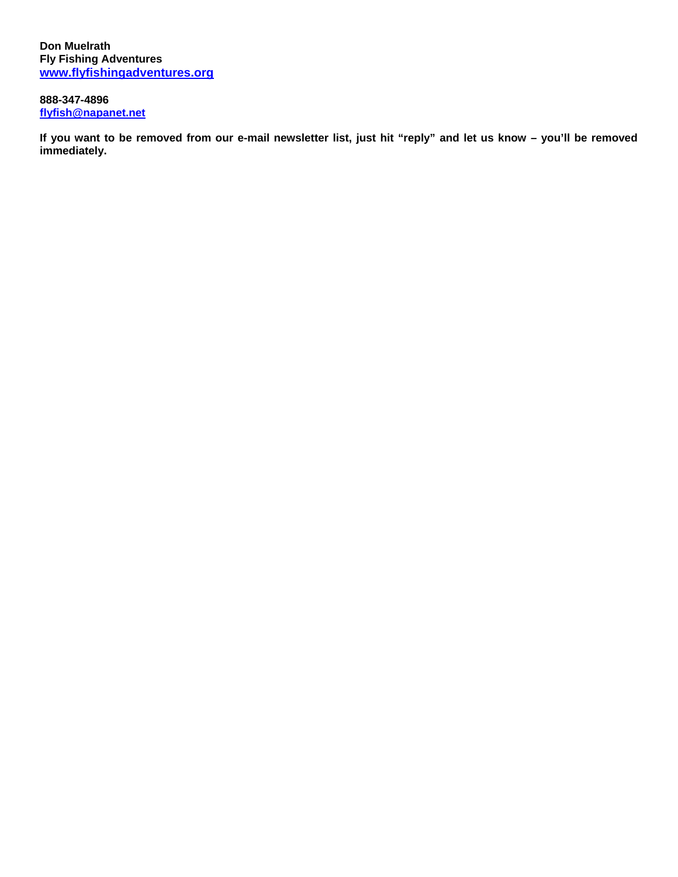**Don Muelrath**
**Fly Fishing Adventures**
**[www.flyfishingadventures.org](http://www.flyfishingadventures.org)**

**888-347-4896**
**[flyfish@napanet.net](mailto:flyfish@napanet.net)**

**If you want to be removed from our e-mail newsletter list, just hit “reply” and let us know – you’ll be removed immediately.**